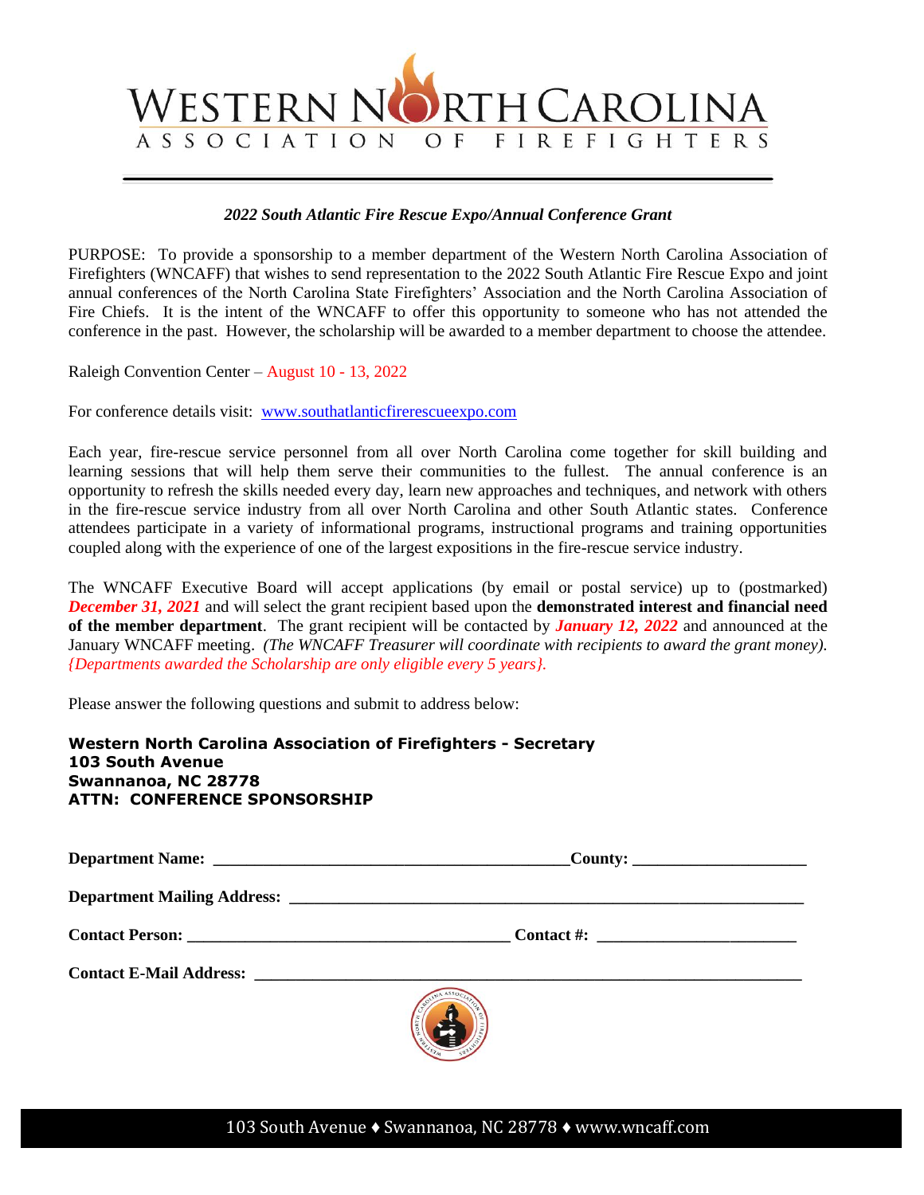# WESTERN NORTH CAROLINA
## ASSOCIATION OF FIREFIGHTERS

---

***2022 South Atlantic Fire Rescue Expo/Annual Conference Grant***

PURPOSE: To provide a sponsorship to a member department of the Western North Carolina Association of Firefighters (WNCAFF) that wishes to send representation to the 2022 South Atlantic Fire Rescue Expo and joint annual conferences of the North Carolina State Firefighters' Association and the North Carolina Association of Fire Chiefs. It is the intent of the WNCAFF to offer this opportunity to someone who has not attended the conference in the past. However, the scholarship will be awarded to a member department to choose the attendee.

Raleigh Convention Center – August 10 - 13, 2022

For conference details visit: www.southatlanticfirerescueexpo.com

Each year, fire-rescue service personnel from all over North Carolina come together for skill building and learning sessions that will help them serve their communities to the fullest. The annual conference is an opportunity to refresh the skills needed every day, learn new approaches and techniques, and network with others in the fire-rescue service industry from all over North Carolina and other South Atlantic states. Conference attendees participate in a variety of informational programs, instructional programs and training opportunities coupled along with the experience of one of the largest expositions in the fire-rescue service industry.

The WNCAFF Executive Board will accept applications (by email or postal service) up to (postmarked) ***December 31, 2021*** and will select the grant recipient based upon the **demonstrated interest and financial need of the member department**. The grant recipient will be contacted by ***January 12, 2022*** and announced at the January WNCAFF meeting. *(The WNCAFF Treasurer will coordinate with recipients to award the grant money).* *{Departments awarded the Scholarship are only eligible every 5 years}.*

Please answer the following questions and submit to address below:

**Western North Carolina Association of Firefighters - Secretary**
**103 South Avenue**
**Swannanoa, NC 28778**
**ATTN: CONFERENCE SPONSORSHIP**

**Department Name:** ____________________________________________ **County:** ____________________

**Department Mailing Address:** _______________________________________________________________

**Contact Person:** ______________________________________ **Contact #:** ________________________

**Contact E-Mail Address:** ____________________________________________________________________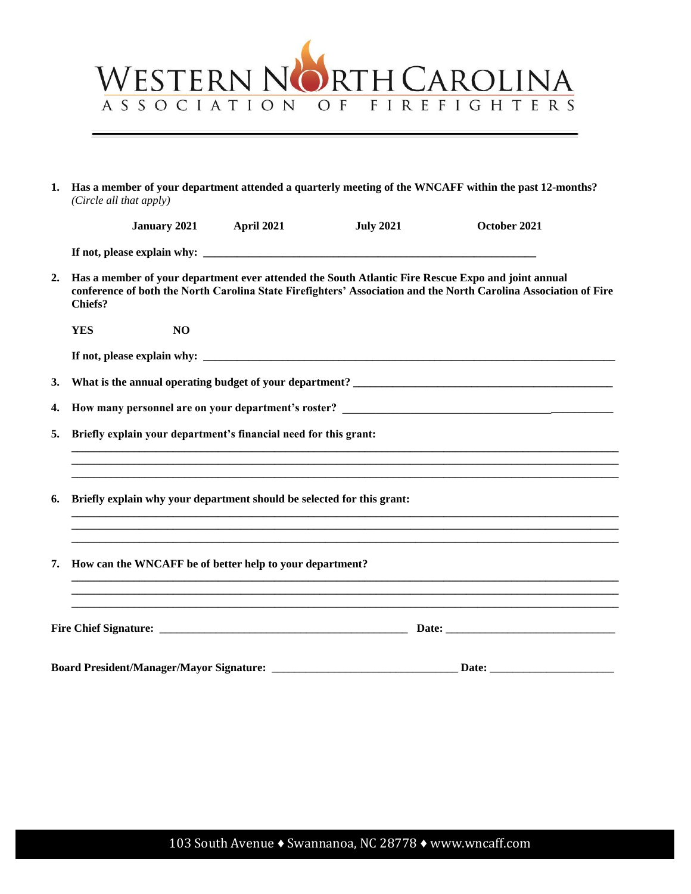# WESTERN NORTH CAROLINA
## ASSOCIATION OF FIREFIGHTERS

1. **Has a member of your department attended a quarterly meeting of the WNCAFF within the past 12-months?** *(Circle all that apply)*

   **January 2021** **April 2021** **July 2021** **October 2021**

   **If not, please explain why:** ____________________________________________

2. **Has a member of your department ever attended the South Atlantic Fire Rescue Expo and joint annual conference of both the North Carolina State Firefighters' Association and the North Carolina Association of Fire Chiefs?**

   **YES** **NO**

   **If not, please explain why:** ____________________________________________

3. **What is the annual operating budget of your department?** ____________________________________________

4. **How many personnel are on your department's roster?** ____________________________________________

5. **Briefly explain your department's financial need for this grant:**

   ____________________________________________
   ____________________________________________
   ____________________________________________

6. **Briefly explain why your department should be selected for this grant:**

   ____________________________________________
   ____________________________________________
   ____________________________________________

7. **How can the WNCAFF be of better help to your department?**

   ____________________________________________
   ____________________________________________
   ____________________________________________

**Fire Chief Signature:** ______________________________ **Date:** ____________________

**Board President/Manager/Mayor Signature:** ______________________________ **Date:** ____________________

103 South Avenue ♦ Swannanoa, NC 28778 ♦ www.wncaff.com